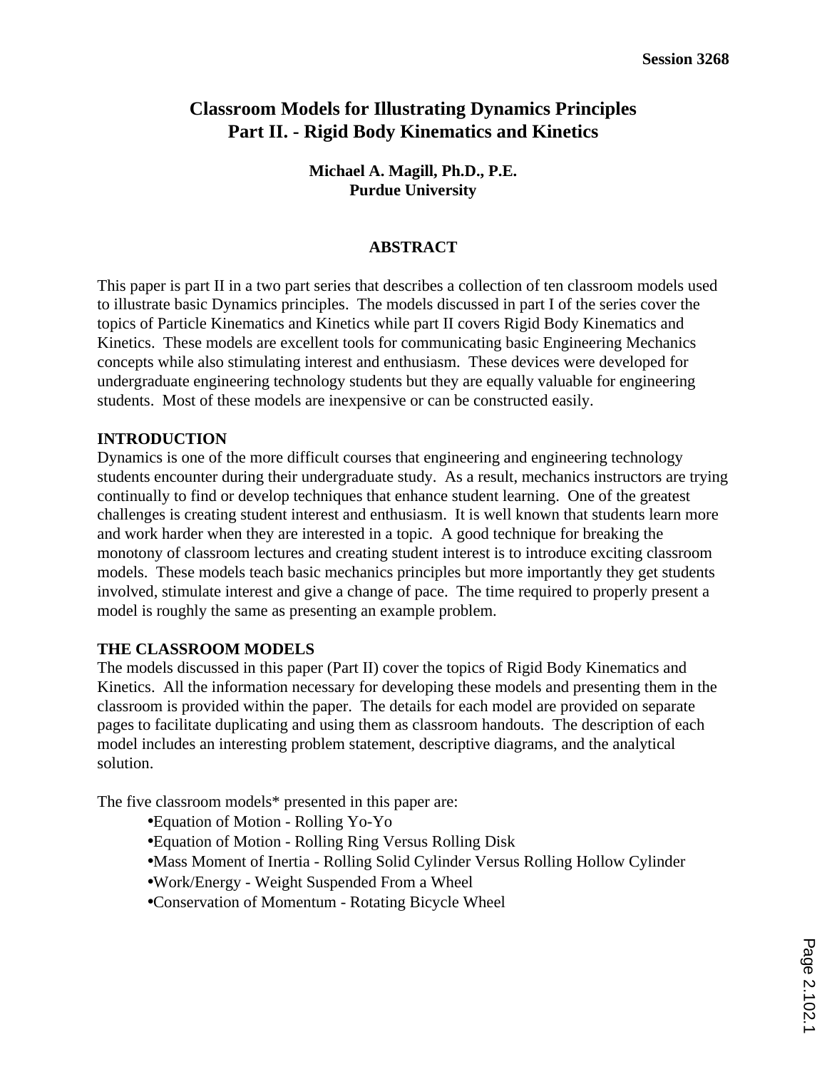# Classroom Models for Illustrating Dynamics Principles
# Part II. - Rigid Body Kinematics and Kinetics

**Michael A. Magill, Ph.D., P.E.**
**Purdue University**

## ABSTRACT

This paper is part II in a two part series that describes a collection of ten classroom models used to illustrate basic Dynamics principles. The models discussed in part I of the series cover the topics of Particle Kinematics and Kinetics while part II covers Rigid Body Kinematics and Kinetics. These models are excellent tools for communicating basic Engineering Mechanics concepts while also stimulating interest and enthusiasm. These devices were developed for undergraduate engineering technology students but they are equally valuable for engineering students. Most of these models are inexpensive or can be constructed easily.

## INTRODUCTION

Dynamics is one of the more difficult courses that engineering and engineering technology students encounter during their undergraduate study. As a result, mechanics instructors are trying continually to find or develop techniques that enhance student learning. One of the greatest challenges is creating student interest and enthusiasm. It is well known that students learn more and work harder when they are interested in a topic. A good technique for breaking the monotony of classroom lectures and creating student interest is to introduce exciting classroom models. These models teach basic mechanics principles but more importantly they get students involved, stimulate interest and give a change of pace. The time required to properly present a model is roughly the same as presenting an example problem.

## THE CLASSROOM MODELS

The models discussed in this paper (Part II) cover the topics of Rigid Body Kinematics and Kinetics. All the information necessary for developing these models and presenting them in the classroom is provided within the paper. The details for each model are provided on separate pages to facilitate duplicating and using them as classroom handouts. The description of each model includes an interesting problem statement, descriptive diagrams, and the analytical solution.

The five classroom models* presented in this paper are:

- Equation of Motion - Rolling Yo-Yo
- Equation of Motion - Rolling Ring Versus Rolling Disk
- Mass Moment of Inertia - Rolling Solid Cylinder Versus Rolling Hollow Cylinder
- Work/Energy - Weight Suspended From a Wheel
- Conservation of Momentum - Rotating Bicycle Wheel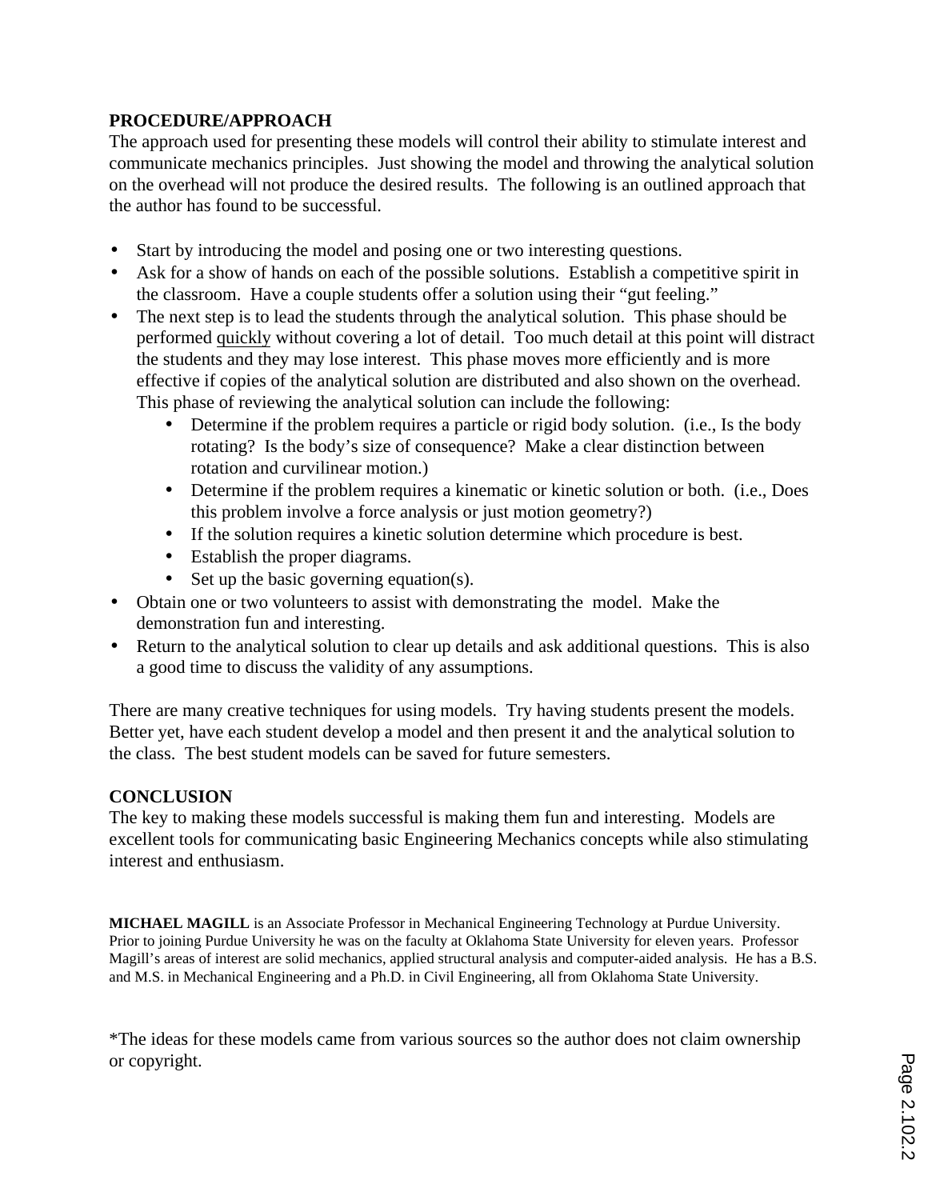## PROCEDURE/APPROACH

The approach used for presenting these models will control their ability to stimulate interest and communicate mechanics principles. Just showing the model and throwing the analytical solution on the overhead will not produce the desired results. The following is an outlined approach that the author has found to be successful.

- Start by introducing the model and posing one or two interesting questions.
- Ask for a show of hands on each of the possible solutions. Establish a competitive spirit in the classroom. Have a couple students offer a solution using their "gut feeling."
- The next step is to lead the students through the analytical solution. This phase should be performed <u>quickly</u> without covering a lot of detail. Too much detail at this point will distract the students and they may lose interest. This phase moves more efficiently and is more effective if copies of the analytical solution are distributed and also shown on the overhead. This phase of reviewing the analytical solution can include the following:
    - Determine if the problem requires a particle or rigid body solution. (i.e., Is the body rotating? Is the body's size of consequence? Make a clear distinction between rotation and curvilinear motion.)
    - Determine if the problem requires a kinematic or kinetic solution or both. (i.e., Does this problem involve a force analysis or just motion geometry?)
    - If the solution requires a kinetic solution determine which procedure is best.
    - Establish the proper diagrams.
    - Set up the basic governing equation(s).
- Obtain one or two volunteers to assist with demonstrating the model. Make the demonstration fun and interesting.
- Return to the analytical solution to clear up details and ask additional questions. This is also a good time to discuss the validity of any assumptions.

There are many creative techniques for using models. Try having students present the models. Better yet, have each student develop a model and then present it and the analytical solution to the class. The best student models can be saved for future semesters.

## CONCLUSION

The key to making these models successful is making them fun and interesting. Models are excellent tools for communicating basic Engineering Mechanics concepts while also stimulating interest and enthusiasm.

**MICHAEL MAGILL** is an Associate Professor in Mechanical Engineering Technology at Purdue University. Prior to joining Purdue University he was on the faculty at Oklahoma State University for eleven years. Professor Magill's areas of interest are solid mechanics, applied structural analysis and computer-aided analysis. He has a B.S. and M.S. in Mechanical Engineering and a Ph.D. in Civil Engineering, all from Oklahoma State University.

*The ideas for these models came from various sources so the author does not claim ownership or copyright.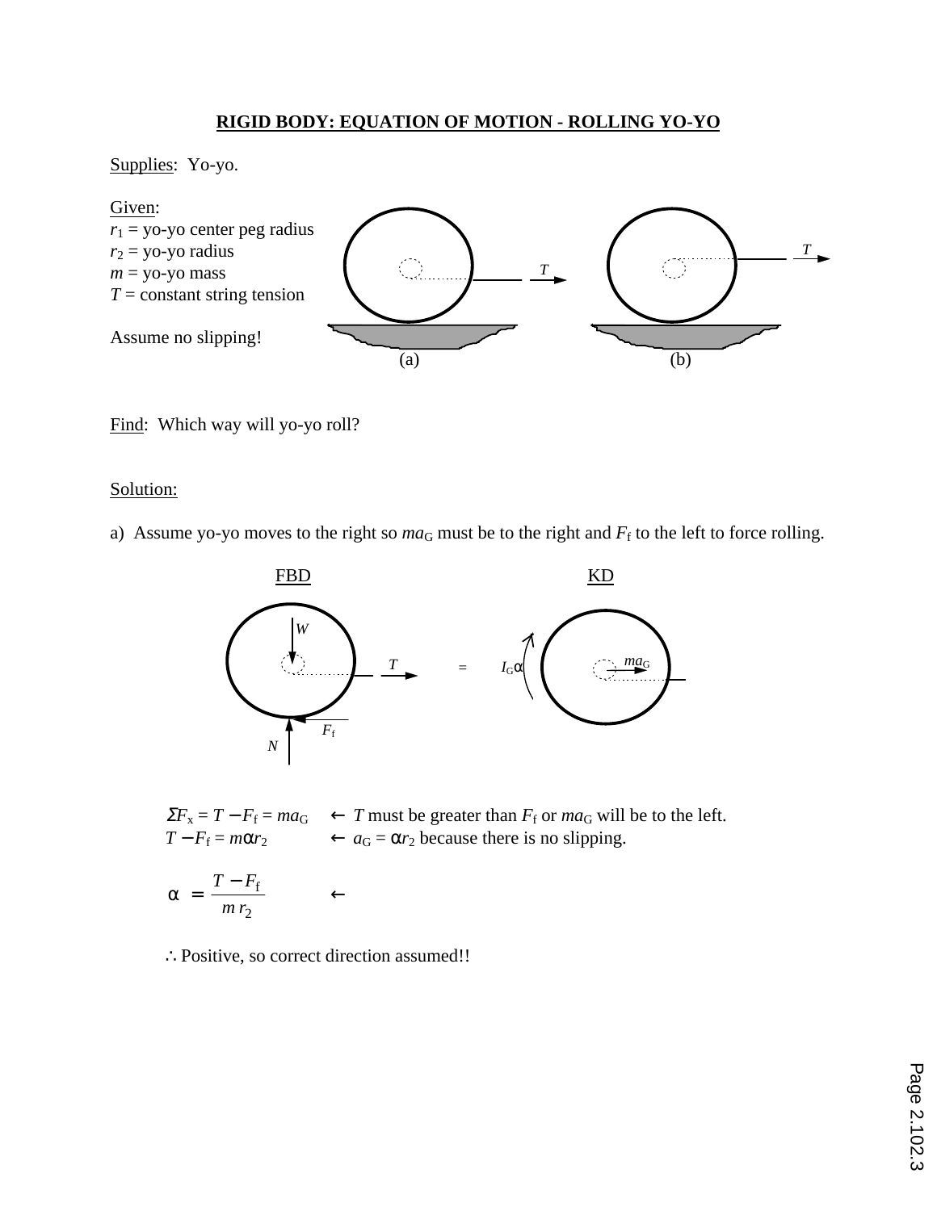# RIGID BODY: EQUATION OF MOTION - ROLLING YO-YO

Supplies: Yo-yo.

Given:
$r_1$ = yo-yo center peg radius
$r_2$ = yo-yo radius
$m$ = yo-yo mass
$T$ = constant string tension

Assume no slipping!

(a) (b)

Find: Which way will yo-yo roll?

Solution:

a) Assume yo-yo moves to the right so $ma_G$ must be to the right and $F_f$ to the left to force rolling.

FBD KD

$\Sigma F_x = T - F_f = ma_G$ ← $T$ must be greater than $F_f$ or $ma_G$ will be to the left.

$T - F_f = m\alpha r_2$ ← $a_G = \alpha r_2$ because there is no slipping.

$$\alpha = \frac{T - F_f}{m\, r_2} \quad \leftarrow$$

∴ Positive, so correct direction assumed!!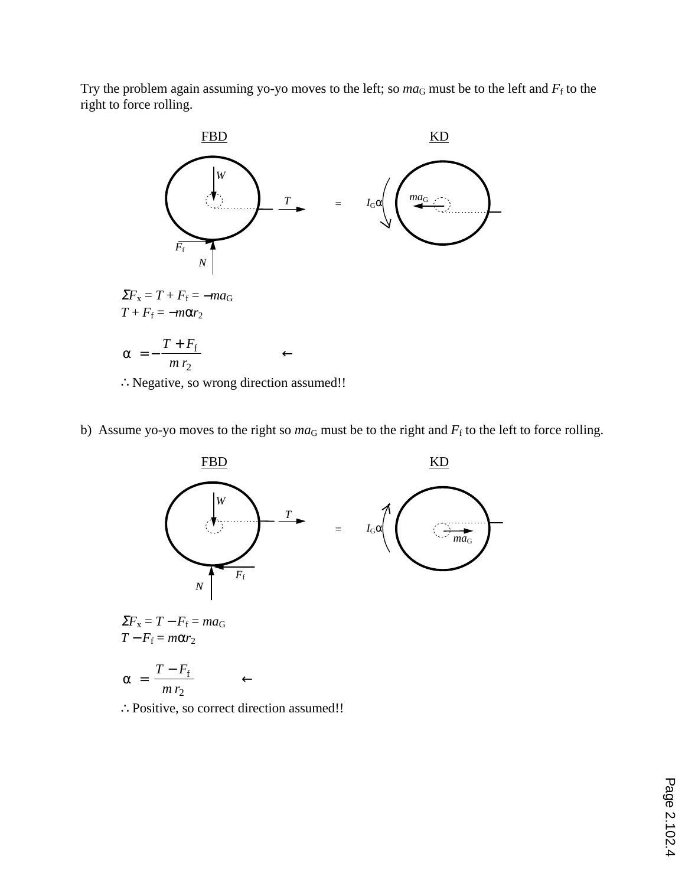Try the problem again assuming yo-yo moves to the left; so $ma_G$ must be to the left and $F_f$ to the right to force rolling.

FBD KD

$W$, $T$, $F_f$, $N$ = $I_G\alpha$, $ma_G$

$$\Sigma F_x = T + F_f = -ma_G$$

$$T + F_f = -m\alpha r_2$$

$$\alpha = -\frac{T + F_f}{m\, r_2} \qquad \leftarrow$$

$\therefore$ Negative, so wrong direction assumed!!

b) Assume yo-yo moves to the right so $ma_G$ must be to the right and $F_f$ to the left to force rolling.

FBD KD

$W$, $T$, $F_f$, $N$ = $I_G\alpha$, $ma_G$

$$\Sigma F_x = T - F_f = ma_G$$

$$T - F_f = m\alpha r_2$$

$$\alpha = \frac{T - F_f}{m\, r_2} \qquad \leftarrow$$

$\therefore$ Positive, so correct direction assumed!!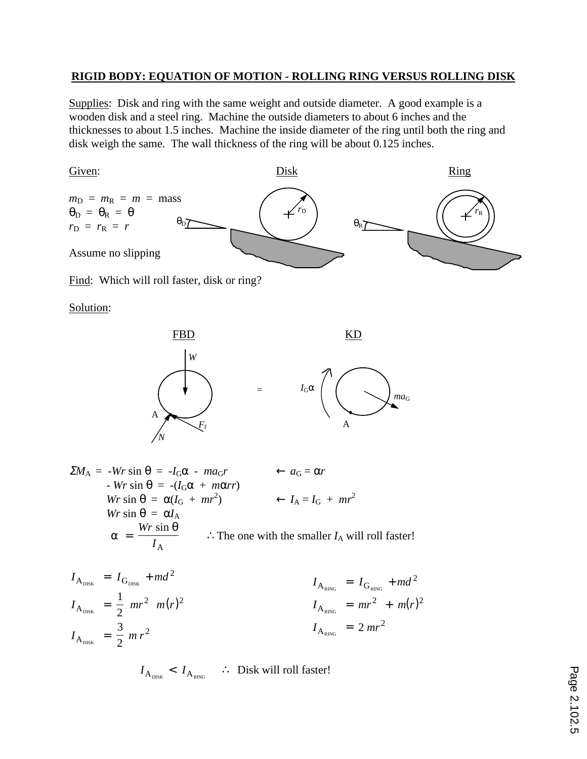## RIGID BODY: EQUATION OF MOTION - ROLLING RING VERSUS ROLLING DISK

Supplies: Disk and ring with the same weight and outside diameter. A good example is a wooden disk and a steel ring. Machine the outside diameters to about 6 inches and the thicknesses to about 1.5 inches. Machine the inside diameter of the ring until both the ring and disk weigh the same. The wall thickness of the ring will be about 0.125 inches.

Given:

$m_D = m_R = m$ = mass
$\theta_D = \theta_R = \theta$
$r_D = r_R = r$

Assume no slipping

Find: Which will roll faster, disk or ring?

Solution:

FBD = KD

$\Sigma M_A = -Wr \sin\theta = -I_G\alpha - ma_G r \qquad \leftarrow a_G = \alpha r$

$-Wr \sin\theta = -(I_G\alpha + m\alpha rr)$

$Wr \sin\theta = \alpha(I_G + mr^2) \qquad \leftarrow I_A = I_G + mr^2$

$Wr \sin\theta = \alpha I_A$

$$\alpha = \frac{Wr \sin\theta}{I_A}$$

$\therefore$ The one with the smaller $I_A$ will roll faster!

$$I_{A_{DISK}} = I_{G_{DISK}} + md^2$$
$$I_{A_{DISK}} = \frac{1}{2}mr^2 \quad m(r)^2$$
$$I_{A_{DISK}} = \frac{3}{2}mr^2$$

$$I_{A_{RING}} = I_{G_{RING}} + md^2$$
$$I_{A_{RING}} = mr^2 + m(r)^2$$
$$I_{A_{RING}} = 2mr^2$$

$I_{A_{DISK}} < I_{A_{RING}} \quad \therefore$ Disk will roll faster!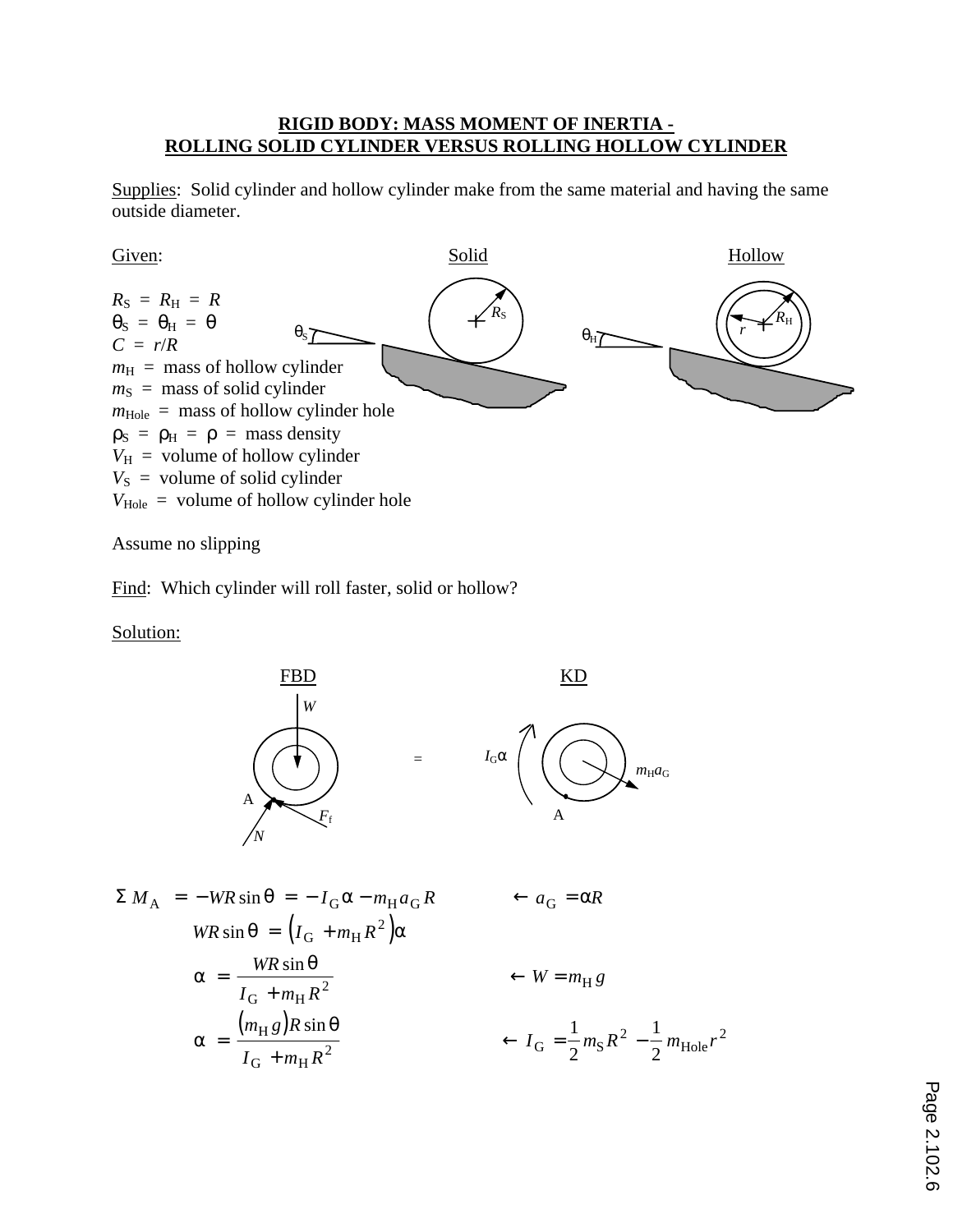**RIGID BODY: MASS MOMENT OF INERTIA -**
**ROLLING SOLID CYLINDER VERSUS ROLLING HOLLOW CYLINDER**

Supplies: Solid cylinder and hollow cylinder make from the same material and having the same outside diameter.

Given:

$R_S = R_H = R$
$\theta_S = \theta_H = \theta$
$C = r/R$
$m_H$ = mass of hollow cylinder
$m_S$ = mass of solid cylinder
$m_{Hole}$ = mass of hollow cylinder hole
$\rho_S = \rho_H = \rho$ = mass density
$V_H$ = volume of hollow cylinder
$V_S$ = volume of solid cylinder
$V_{Hole}$ = volume of hollow cylinder hole

Assume no slipping

Find: Which cylinder will roll faster, solid or hollow?

Solution:

$$\Sigma M_A = -WR\sin\theta = -I_G\alpha - m_H a_G R \qquad \leftarrow a_G = \alpha R$$

$$WR\sin\theta = \left(I_G + m_H R^2\right)\alpha$$

$$\alpha = \frac{WR\sin\theta}{I_G + m_H R^2} \qquad \leftarrow W = m_H g$$

$$\alpha = \frac{(m_H g)R\sin\theta}{I_G + m_H R^2} \qquad \leftarrow I_G = \frac{1}{2}m_S R^2 - \frac{1}{2}m_{Hole} r^2$$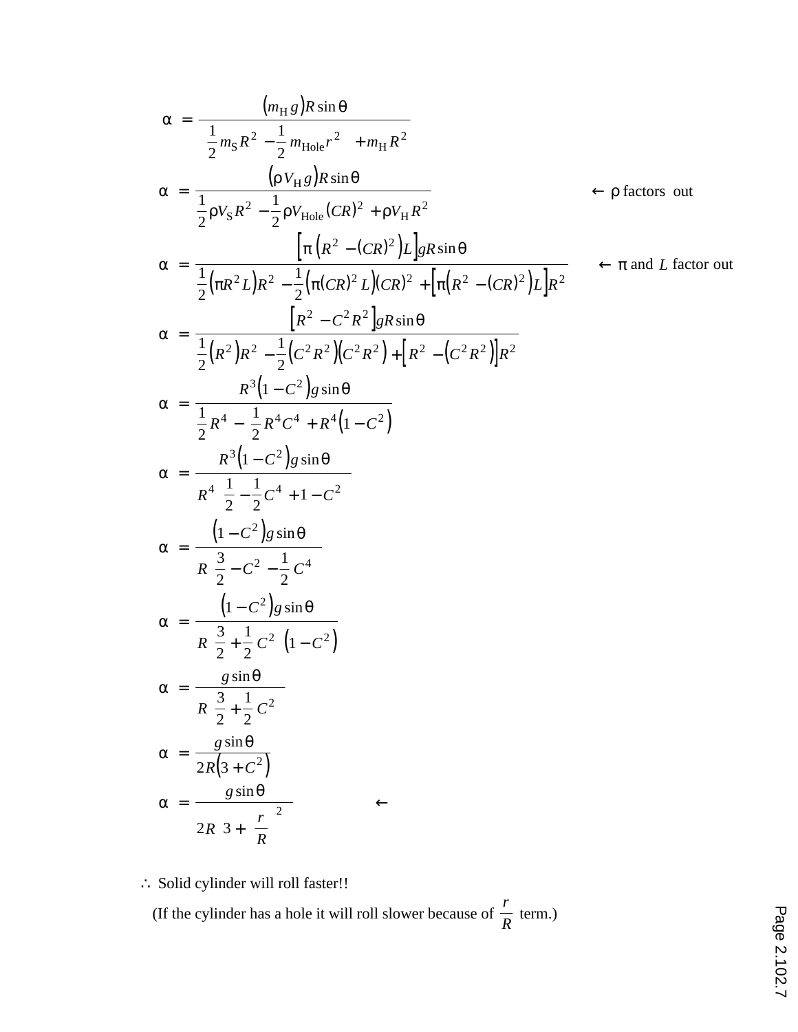$$\alpha = \frac{(m_H g) R \sin\theta}{\frac{1}{2} m_S R^2 - \frac{1}{2} m_{Hole} r^2 + m_H R^2}$$

$$\alpha = \frac{(\rho V_H g) R \sin\theta}{\frac{1}{2} \rho V_S R^2 - \frac{1}{2} \rho V_{Hole} (CR)^2 + \rho V_H R^2} \qquad \leftarrow \rho \text{ factors out}$$

$$\alpha = \frac{\left[\pi \left(R^2 - (CR)^2\right) L\right] g R \sin\theta}{\frac{1}{2}\left(\pi R^2 L\right) R^2 - \frac{1}{2}\left(\pi (CR)^2 L\right)(CR)^2 + \left[\pi\left(R^2 - (CR)^2\right) L\right] R^2} \qquad \leftarrow \pi \text{ and } L \text{ factor out}$$

$$\alpha = \frac{\left[R^2 - C^2 R^2\right] g R \sin\theta}{\frac{1}{2}\left(R^2\right) R^2 - \frac{1}{2}\left(C^2 R^2\right)\left(C^2 R^2\right) + \left[R^2 - \left(C^2 R^2\right)\right] R^2}$$

$$\alpha = \frac{R^3\left(1 - C^2\right) g \sin\theta}{\frac{1}{2} R^4 - \frac{1}{2} R^4 C^4 + R^4\left(1 - C^2\right)}$$

$$\alpha = \frac{R^3\left(1 - C^2\right) g \sin\theta}{R^4\left(\frac{1}{2} - \frac{1}{2} C^4 + 1 - C^2\right)}$$

$$\alpha = \frac{\left(1 - C^2\right) g \sin\theta}{R\left(\frac{3}{2} - C^2 - \frac{1}{2} C^4\right)}$$

$$\alpha = \frac{\left(1 - C^2\right) g \sin\theta}{R\left(\frac{3}{2} + \frac{1}{2} C^2\right)\left(1 - C^2\right)}$$

$$\alpha = \frac{g \sin\theta}{R\left(\frac{3}{2} + \frac{1}{2} C^2\right)}$$

$$\alpha = \frac{g \sin\theta}{2R\left(3 + C^2\right)}$$

$$\alpha = \frac{g \sin\theta}{2R\left(3 + \left(\frac{r}{R}\right)^2\right)} \qquad \leftarrow$$

$\therefore$ Solid cylinder will roll faster!!

(If the cylinder has a hole it will roll slower because of $\frac{r}{R}$ term.)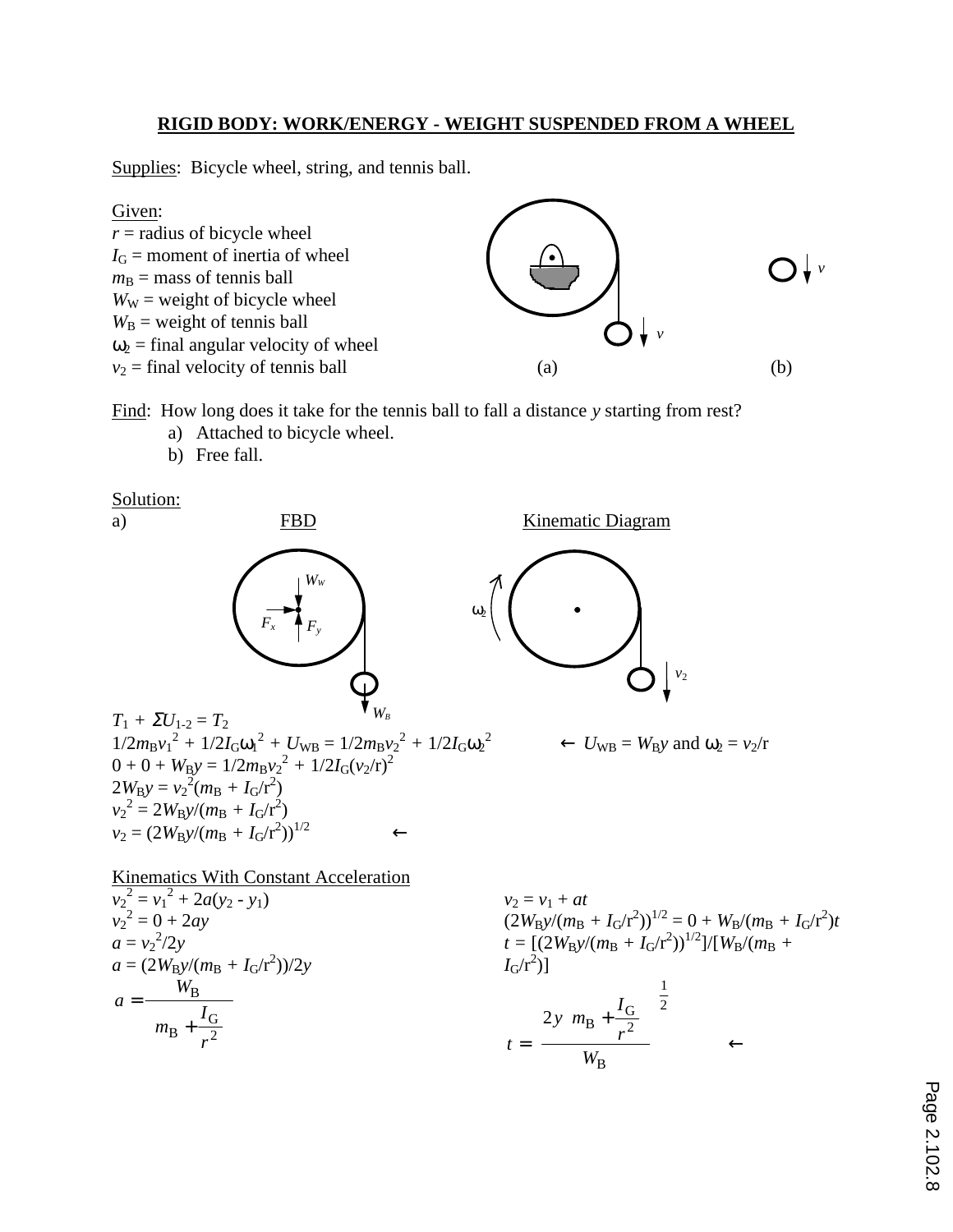# RIGID BODY: WORK/ENERGY - WEIGHT SUSPENDED FROM A WHEEL

Supplies: Bicycle wheel, string, and tennis ball.

Given:
$r$ = radius of bicycle wheel
$I_G$ = moment of inertia of wheel
$m_B$ = mass of tennis ball
$W_W$ = weight of bicycle wheel
$W_B$ = weight of tennis ball
$\omega_2$ = final angular velocity of wheel
$v_2$ = final velocity of tennis ball

(a) (b)

Find: How long does it take for the tennis ball to fall a distance $y$ starting from rest?

a) Attached to bicycle wheel.
b) Free fall.

Solution:

a) FBD Kinematic Diagram

$T_1 + \Sigma U_{1\text{-}2} = T_2$

$1/2 m_B v_1^2 + 1/2 I_G \omega_1^2 + U_{WB} = 1/2 m_B v_2^2 + 1/2 I_G \omega_2^2$ ← $U_{WB} = W_B y$ and $\omega_2 = v_2/r$

$0 + 0 + W_B y = 1/2 m_B v_2^2 + 1/2 I_G (v_2/r)^2$

$2W_B y = v_2^2(m_B + I_G/r^2)$

$v_2^2 = 2W_B y/(m_B + I_G/r^2)$

$v_2 = (2W_B y/(m_B + I_G/r^2))^{1/2}$ ←

Kinematics With Constant Acceleration

$v_2^2 = v_1^2 + 2a(y_2 - y_1)$

$v_2^2 = 0 + 2ay$

$a = v_2^2/2y$

$a = (2W_B y/(m_B + I_G/r^2))/2y$

$$a = \frac{W_B}{m_B + \frac{I_G}{r^2}}$$

$v_2 = v_1 + at$

$(2W_B y/(m_B + I_G/r^2))^{1/2} = 0 + W_B/(m_B + I_G/r^2)t$

$t = [(2W_B y/(m_B + I_G/r^2))^{1/2}]/[W_B/(m_B + I_G/r^2)]$

$$t = \left[\frac{2y\left(m_B + \frac{I_G}{r^2}\right)}{W_B}\right]^{\frac{1}{2}}$$ ←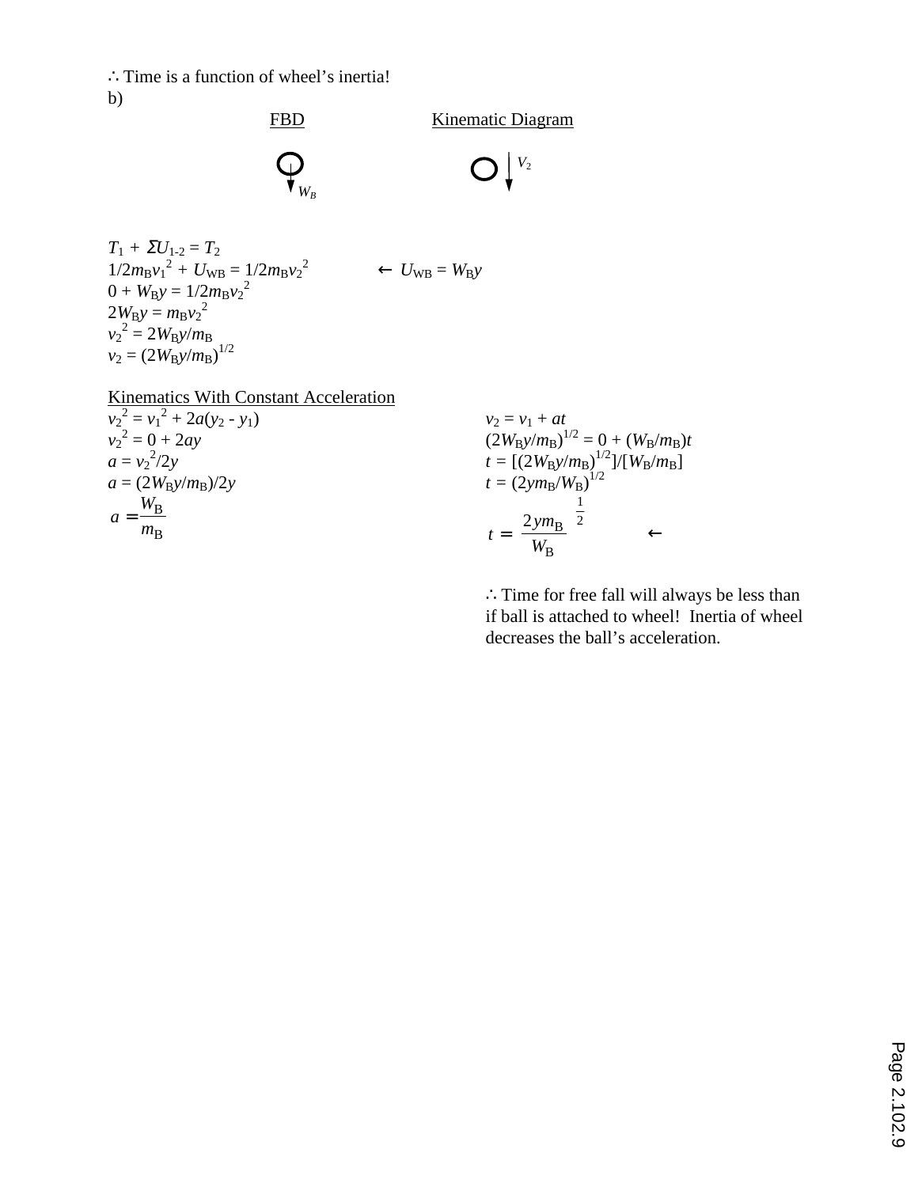∴ Time is a function of wheel's inertia!

b)

FBD | Kinematic Diagram

$W_B$ | $V_2$

$T_1 + \Sigma U_{1\text{-}2} = T_2$

$1/2 m_B v_1^2 + U_{WB} = 1/2 m_B v_2^2$ ← $U_{WB} = W_B y$

$0 + W_B y = 1/2 m_B v_2^2$

$2W_B y = m_B v_2^2$

$v_2^2 = 2W_B y/m_B$

$v_2 = (2W_B y/m_B)^{1/2}$

Kinematics With Constant Acceleration

$v_2^2 = v_1^2 + 2a(y_2 - y_1)$

$v_2^2 = 0 + 2ay$

$a = v_2^2/2y$

$a = (2W_B y/m_B)/2y$

$$a = \frac{W_B}{m_B}$$

$v_2 = v_1 + at$

$(2W_B y/m_B)^{1/2} = 0 + (W_B/m_B)t$

$t = [(2W_B y/m_B)^{1/2}]/[W_B/m_B]$

$t = (2ym_B/W_B)^{1/2}$

$$t = \left(\frac{2ym_B}{W_B}\right)^{\frac{1}{2}} \quad \leftarrow$$

∴ Time for free fall will always be less than if ball is attached to wheel! Inertia of wheel decreases the ball's acceleration.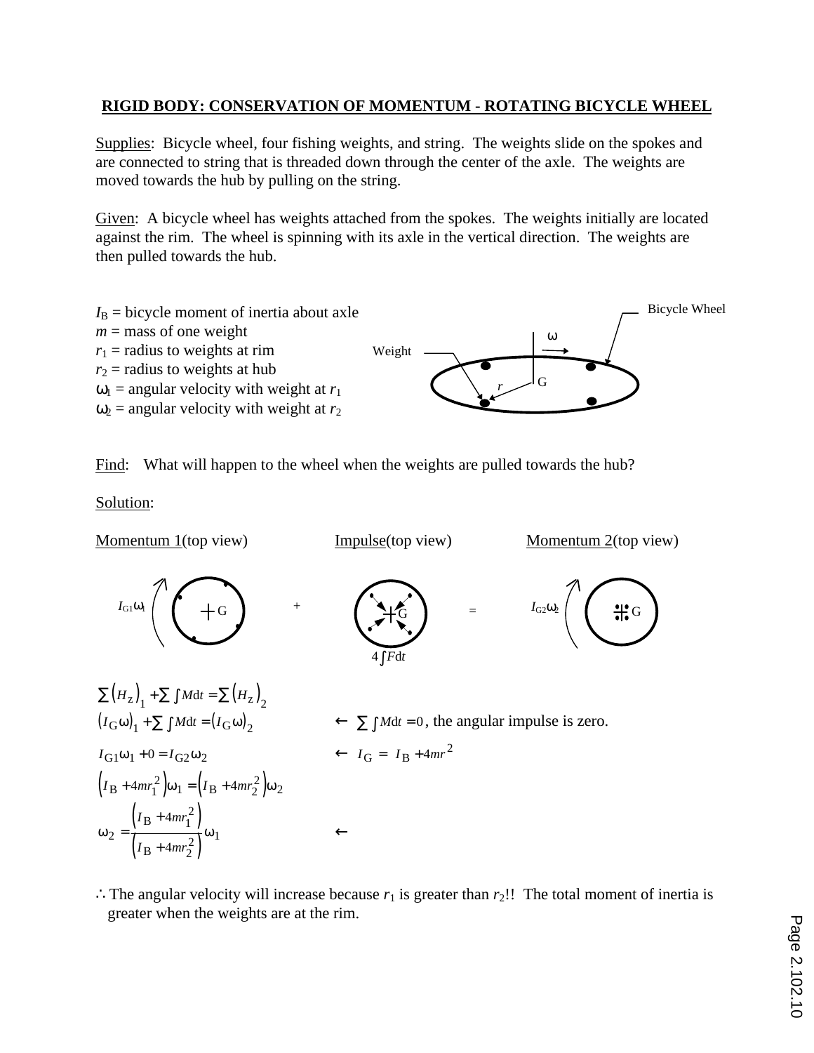## RIGID BODY: CONSERVATION OF MOMENTUM - ROTATING BICYCLE WHEEL

Supplies: Bicycle wheel, four fishing weights, and string. The weights slide on the spokes and are connected to string that is threaded down through the center of the axle. The weights are moved towards the hub by pulling on the string.

Given: A bicycle wheel has weights attached from the spokes. The weights initially are located against the rim. The wheel is spinning with its axle in the vertical direction. The weights are then pulled towards the hub.

$I_B$ = bicycle moment of inertia about axle
$m$ = mass of one weight
$r_1$ = radius to weights at rim
$r_2$ = radius to weights at hub
$\omega_1$ = angular velocity with weight at $r_1$
$\omega_2$ = angular velocity with weight at $r_2$

Bicycle Wheel
ω
Weight
r
G

Find: What will happen to the wheel when the weights are pulled towards the hub?

Solution:

Momentum 1(top view) | Impulse(top view) | Momentum 2(top view)

$I_{G1}\omega_1$ + $4\int F\text{d}t$ = $I_{G2}\omega_2$

$$\sum \left(H_z\right)_1 + \sum \int M\text{d}t = \sum \left(H_z\right)_2$$

$$\left(I_G\omega\right)_1 + \sum \int M\text{d}t = \left(I_G\omega\right)_2 \qquad \leftarrow \sum \int M\text{d}t = 0\text{, the angular impulse is zero.}$$

$$I_{G1}\omega_1 + 0 = I_{G2}\omega_2 \qquad \leftarrow I_G = I_B + 4mr^2$$

$$\left(I_B + 4mr_1^2\right)\omega_1 = \left(I_B + 4mr_2^2\right)\omega_2$$

$$\omega_2 = \frac{\left(I_B + 4mr_1^2\right)}{\left(I_B + 4mr_2^2\right)}\omega_1 \qquad \leftarrow$$

∴ The angular velocity will increase because $r_1$ is greater than $r_2$!! The total moment of inertia is greater when the weights are at the rim.